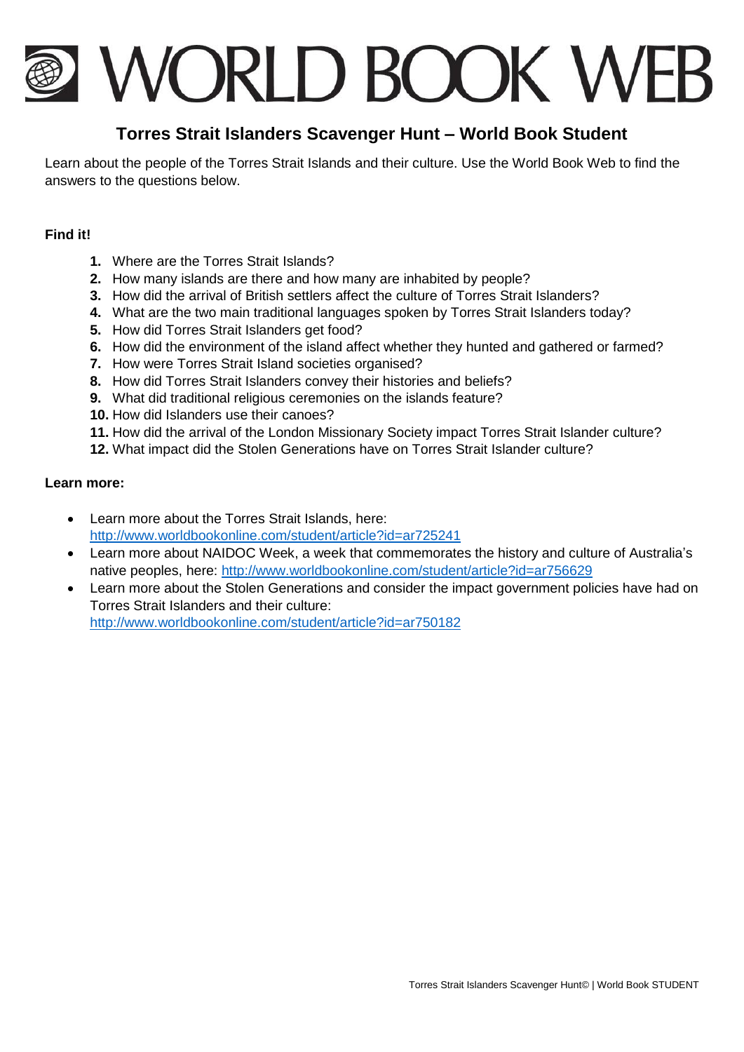# WORLD BOOK WEB

## Torres Strait Islanders Scavenger Hunt – World Book Student

Learn about the people of the Torres Strait Islands and their culture. Use the World Book Web to find the answers to the questions below.

**Find it!**

1. Where are the Torres Strait Islands?
2. How many islands are there and how many are inhabited by people?
3. How did the arrival of British settlers affect the culture of Torres Strait Islanders?
4. What are the two main traditional languages spoken by Torres Strait Islanders today?
5. How did Torres Strait Islanders get food?
6. How did the environment of the island affect whether they hunted and gathered or farmed?
7. How were Torres Strait Island societies organised?
8. How did Torres Strait Islanders convey their histories and beliefs?
9. What did traditional religious ceremonies on the islands feature?
10. How did Islanders use their canoes?
11. How did the arrival of the London Missionary Society impact Torres Strait Islander culture?
12. What impact did the Stolen Generations have on Torres Strait Islander culture?

**Learn more:**

- Learn more about the Torres Strait Islands, here: http://www.worldbookonline.com/student/article?id=ar725241
- Learn more about NAIDOC Week, a week that commemorates the history and culture of Australia's native peoples, here: http://www.worldbookonline.com/student/article?id=ar756629
- Learn more about the Stolen Generations and consider the impact government policies have had on Torres Strait Islanders and their culture: http://www.worldbookonline.com/student/article?id=ar750182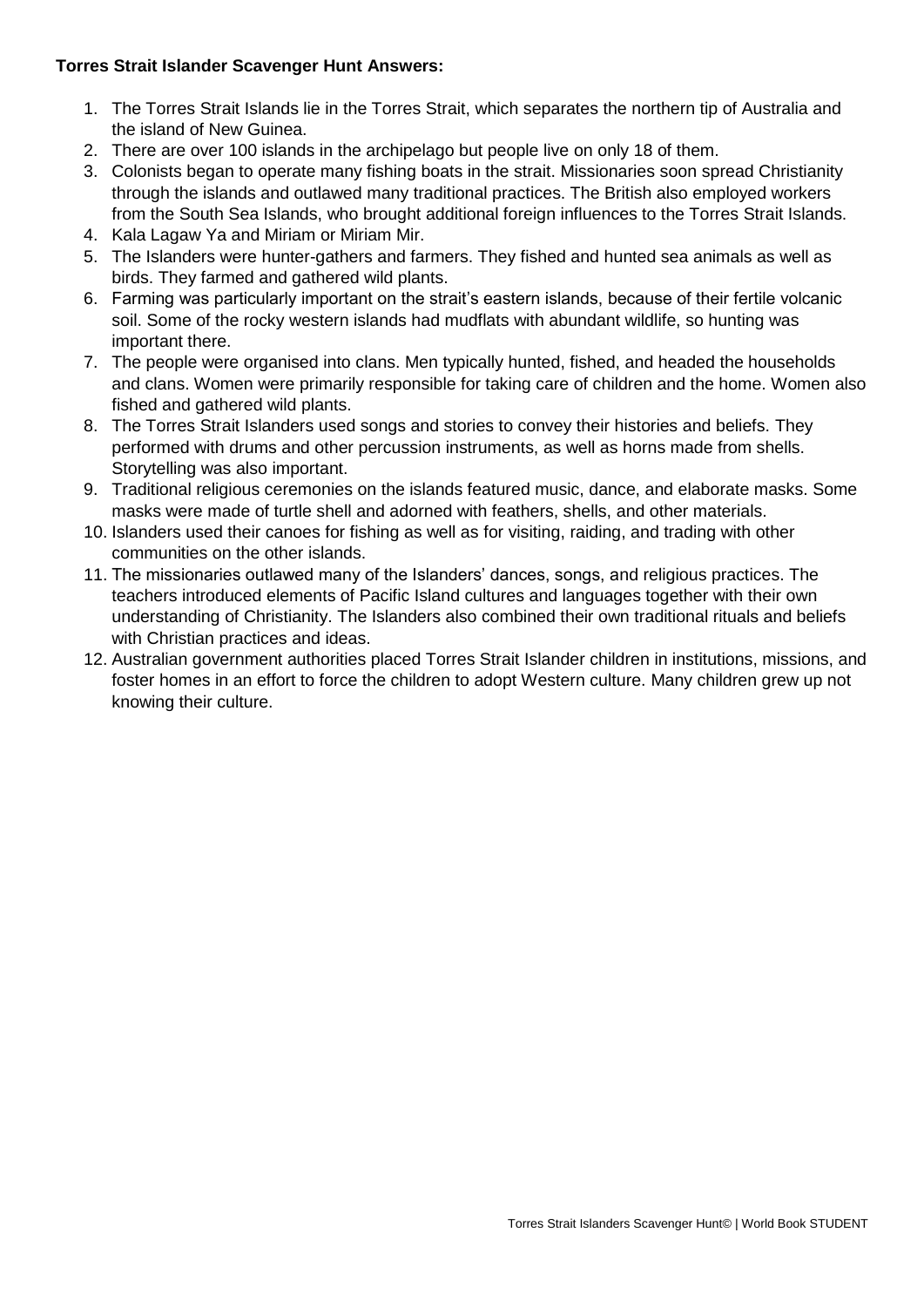**Torres Strait Islander Scavenger Hunt Answers:**

1. The Torres Strait Islands lie in the Torres Strait, which separates the northern tip of Australia and the island of New Guinea.
2. There are over 100 islands in the archipelago but people live on only 18 of them.
3. Colonists began to operate many fishing boats in the strait. Missionaries soon spread Christianity through the islands and outlawed many traditional practices. The British also employed workers from the South Sea Islands, who brought additional foreign influences to the Torres Strait Islands.
4. Kala Lagaw Ya and Miriam or Miriam Mir.
5. The Islanders were hunter-gathers and farmers. They fished and hunted sea animals as well as birds. They farmed and gathered wild plants.
6. Farming was particularly important on the strait's eastern islands, because of their fertile volcanic soil. Some of the rocky western islands had mudflats with abundant wildlife, so hunting was important there.
7. The people were organised into clans. Men typically hunted, fished, and headed the households and clans. Women were primarily responsible for taking care of children and the home. Women also fished and gathered wild plants.
8. The Torres Strait Islanders used songs and stories to convey their histories and beliefs. They performed with drums and other percussion instruments, as well as horns made from shells. Storytelling was also important.
9. Traditional religious ceremonies on the islands featured music, dance, and elaborate masks. Some masks were made of turtle shell and adorned with feathers, shells, and other materials.
10. Islanders used their canoes for fishing as well as for visiting, raiding, and trading with other communities on the other islands.
11. The missionaries outlawed many of the Islanders' dances, songs, and religious practices. The teachers introduced elements of Pacific Island cultures and languages together with their own understanding of Christianity. The Islanders also combined their own traditional rituals and beliefs with Christian practices and ideas.
12. Australian government authorities placed Torres Strait Islander children in institutions, missions, and foster homes in an effort to force the children to adopt Western culture. Many children grew up not knowing their culture.